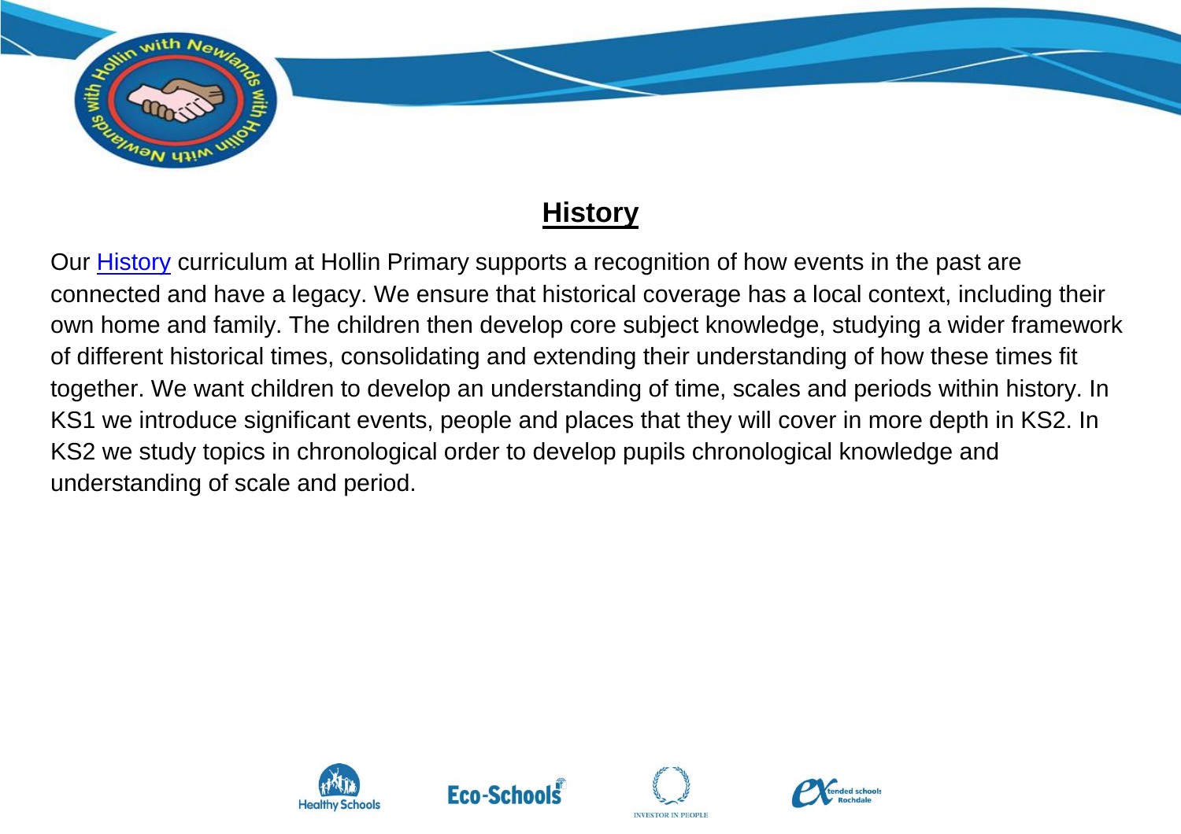# History

Our History curriculum at Hollin Primary supports a recognition of how events in the past are connected and have a legacy. We ensure that historical coverage has a local context, including their own home and family. The children then develop core subject knowledge, studying a wider framework of different historical times, consolidating and extending their understanding of how these times fit together. We want children to develop an understanding of time, scales and periods within history. In KS1 we introduce significant events, people and places that they will cover in more depth in KS2. In KS2 we study topics in chronological order to develop pupils chronological knowledge and understanding of scale and period.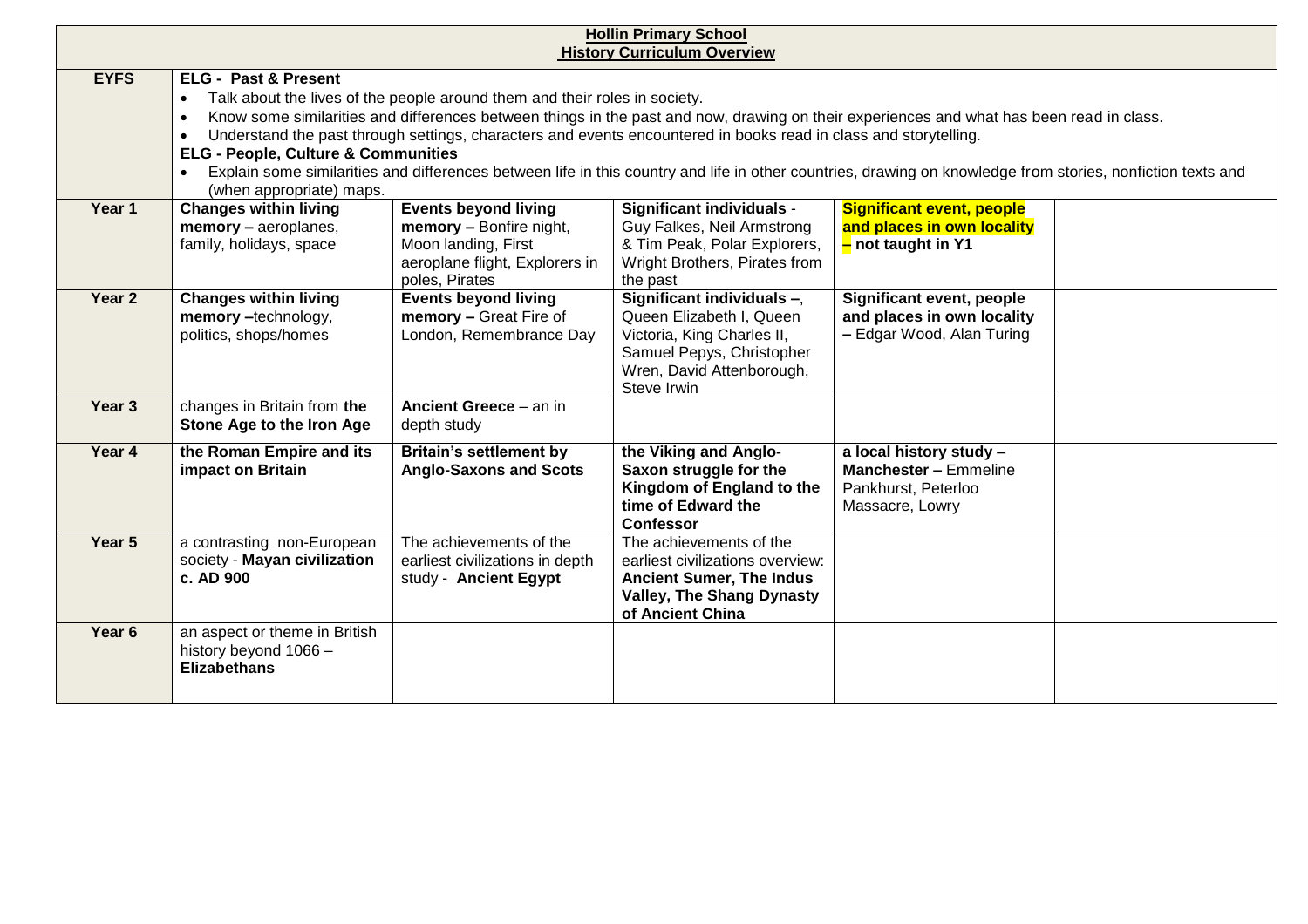**Hollin Primary School**
**History Curriculum Overview**

| | | | | | |
|---|---|---|---|---|---|
| **EYFS** | **ELG - Past & Present**<br>• Talk about the lives of the people around them and their roles in society.<br>• Know some similarities and differences between things in the past and now, drawing on their experiences and what has been read in class.<br>• Understand the past through settings, characters and events encountered in books read in class and storytelling.<br>**ELG - People, Culture & Communities**<br>• Explain some similarities and differences between life in this country and life in other countries, drawing on knowledge from stories, nonfiction texts and (when appropriate) maps. | | | | |
| **Year 1** | **Changes within living memory –** aeroplanes, family, holidays, space | **Events beyond living memory –** Bonfire night, Moon landing, First aeroplane flight, Explorers in poles, Pirates | **Significant individuals** - Guy Falkes, Neil Armstrong & Tim Peak, Polar Explorers, Wright Brothers, Pirates from the past | **Significant event, people and places in own locality – not taught in Y1** | |
| **Year 2** | **Changes within living memory –**technology, politics, shops/homes | **Events beyond living memory –** Great Fire of London, Remembrance Day | **Significant individuals –**, Queen Elizabeth I, Queen Victoria, King Charles II, Samuel Pepys, Christopher Wren, David Attenborough, Steve Irwin | **Significant event, people and places in own locality – Edgar Wood, Alan Turing** | |
| **Year 3** | changes in Britain from **the Stone Age to the Iron Age** | **Ancient Greece** – an in depth study | | | |
| **Year 4** | **the Roman Empire and its impact on Britain** | **Britain's settlement by Anglo-Saxons and Scots** | **the Viking and Anglo-Saxon struggle for the Kingdom of England to the time of Edward the Confessor** | **a local history study – Manchester –** Emmeline Pankhurst, Peterloo Massacre, Lowry | |
| **Year 5** | a contrasting non-European society - **Mayan civilization c. AD 900** | The achievements of the earliest civilizations in depth study - **Ancient Egypt** | The achievements of the earliest civilizations overview: **Ancient Sumer, The Indus Valley, The Shang Dynasty of Ancient China** | | |
| **Year 6** | an aspect or theme in British history beyond 1066 – **Elizabethans** | | | | |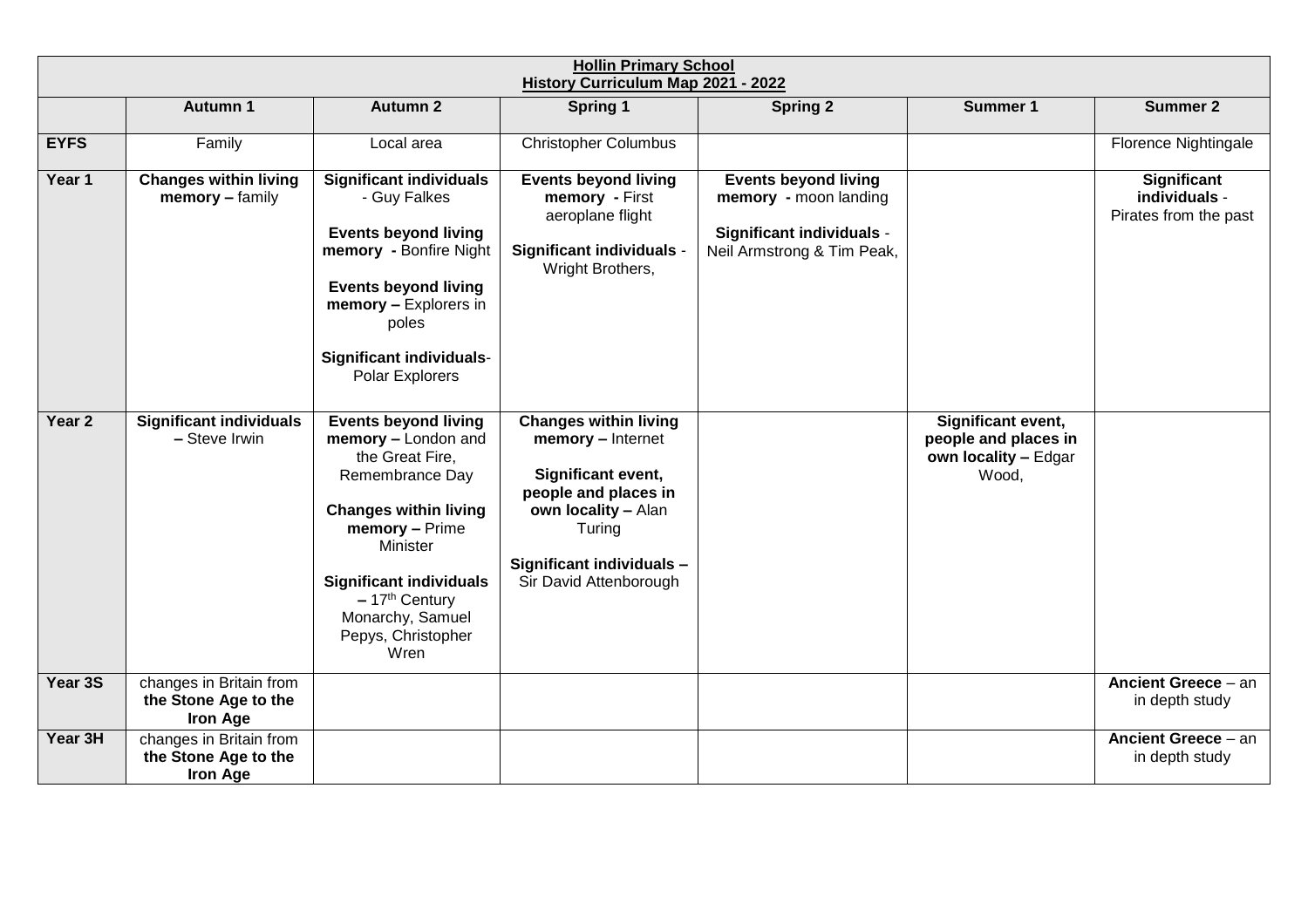**Hollin Primary School**
**History Curriculum Map 2021 - 2022**

| | Autumn 1 | Autumn 2 | Spring 1 | Spring 2 | Summer 1 | Summer 2 |
|---|---|---|---|---|---|---|
| **EYFS** | Family | Local area | Christopher Columbus | | | Florence Nightingale |
| **Year 1** | **Changes within living memory –** family | **Significant individuals** - Guy Falkes<br><br>**Events beyond living memory -** Bonfire Night<br><br>**Events beyond living memory –** Explorers in poles<br><br>**Significant individuals**- Polar Explorers | **Events beyond living memory -** First aeroplane flight<br><br>**Significant individuals** - Wright Brothers, | **Events beyond living memory -** moon landing<br><br>**Significant individuals** - Neil Armstrong & Tim Peak, | | **Significant individuals** - Pirates from the past |
| **Year 2** | **Significant individuals –** Steve Irwin | **Events beyond living memory –** London and the Great Fire, Remembrance Day<br><br>**Changes within living memory –** Prime Minister<br><br>**Significant individuals –** 17th Century Monarchy, Samuel Pepys, Christopher Wren | **Changes within living memory –** Internet<br><br>**Significant event, people and places in own locality –** Alan Turing<br><br>**Significant individuals –** Sir David Attenborough | | **Significant event, people and places in own locality –** Edgar Wood, | |
| **Year 3S** | changes in Britain from **the Stone Age to the Iron Age** | | | | | **Ancient Greece** – an in depth study |
| **Year 3H** | changes in Britain from **the Stone Age to the Iron Age** | | | | | **Ancient Greece** – an in depth study |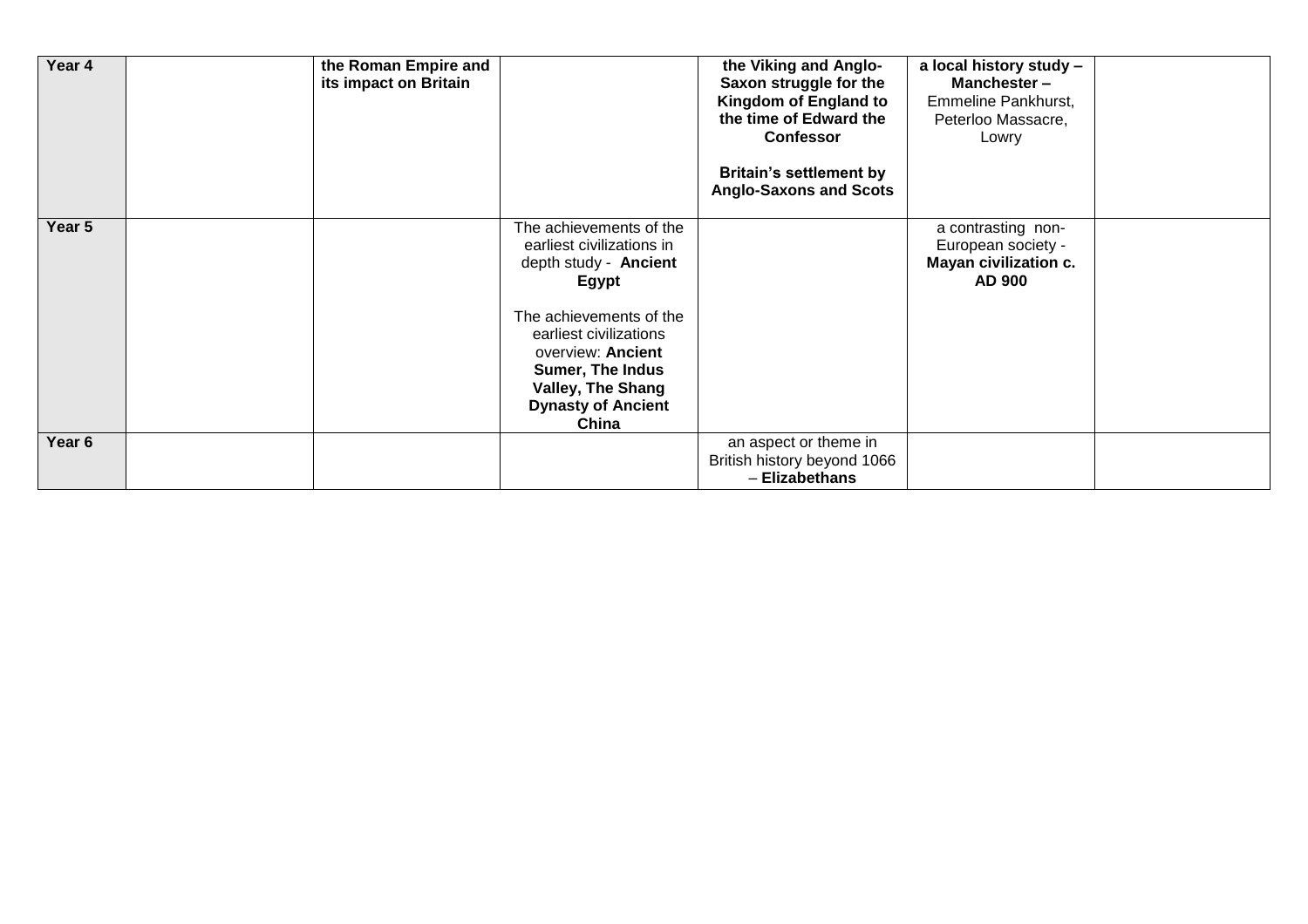| | | | | | | |
|---|---|---|---|---|---|---|
| **Year 4** | | **the Roman Empire and its impact on Britain** | | **the Viking and Anglo-Saxon struggle for the Kingdom of England to the time of Edward the Confessor**<br><br>**Britain's settlement by Anglo-Saxons and Scots** | **a local history study – Manchester –** Emmeline Pankhurst, Peterloo Massacre, Lowry | |
| **Year 5** | | | The achievements of the earliest civilizations in depth study - **Ancient Egypt**<br><br>The achievements of the earliest civilizations overview: **Ancient Sumer, The Indus Valley, The Shang Dynasty of Ancient China** | | a contrasting non-European society - **Mayan civilization c. AD 900** | |
| **Year 6** | | | | an aspect or theme in British history beyond 1066 – **Elizabethans** | | |